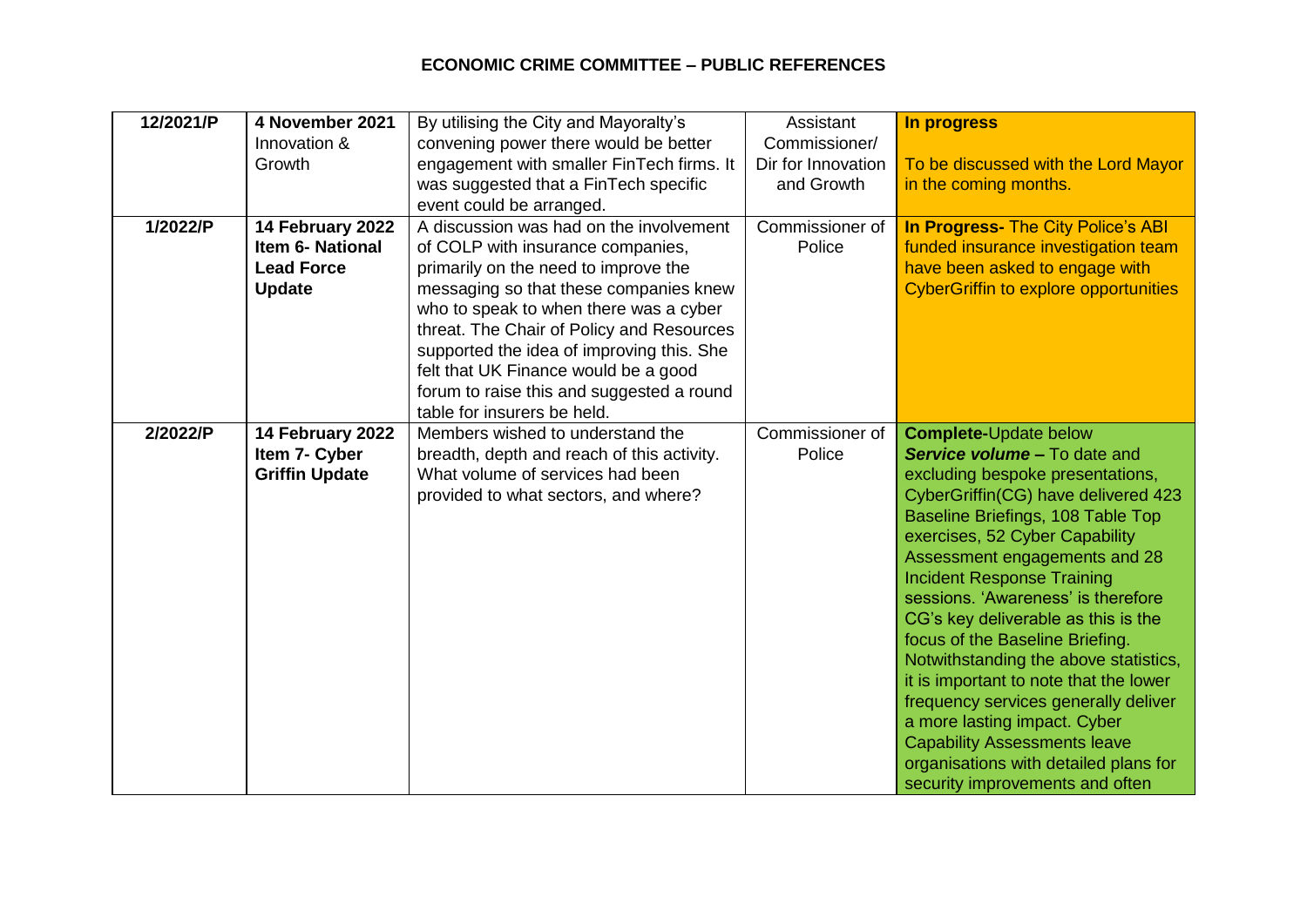# ECONOMIC CRIME COMMITTEE – PUBLIC REFERENCES

| | | | | |
|---|---|---|---|---|
| 12/2021/P | **4 November 2021** Innovation & Growth | By utilising the City and Mayoralty's convening power there would be better engagement with smaller FinTech firms. It was suggested that a FinTech specific event could be arranged. | Assistant Commissioner/ Dir for Innovation and Growth | **In progress**<br><br>To be discussed with the Lord Mayor in the coming months. |
| 1/2022/P | **14 February 2022 Item 6- National Lead Force Update** | A discussion was had on the involvement of COLP with insurance companies, primarily on the need to improve the messaging so that these companies knew who to speak to when there was a cyber threat. The Chair of Policy and Resources supported the idea of improving this. She felt that UK Finance would be a good forum to raise this and suggested a round table for insurers be held. | Commissioner of Police | **In Progress-** The City Police's ABI funded insurance investigation team have been asked to engage with CyberGriffin to explore opportunities |
| 2/2022/P | **14 February 2022 Item 7- Cyber Griffin Update** | Members wished to understand the breadth, depth and reach of this activity. What volume of services had been provided to what sectors, and where? | Commissioner of Police | **Complete-**Update below<br>***Service volume* –** To date and excluding bespoke presentations, CyberGriffin(CG) have delivered 423 Baseline Briefings, 108 Table Top exercises, 52 Cyber Capability Assessment engagements and 28 Incident Response Training sessions. 'Awareness' is therefore CG's key deliverable as this is the focus of the Baseline Briefing. Notwithstanding the above statistics, it is important to note that the lower frequency services generally deliver a more lasting impact. Cyber Capability Assessments leave organisations with detailed plans for security improvements and often |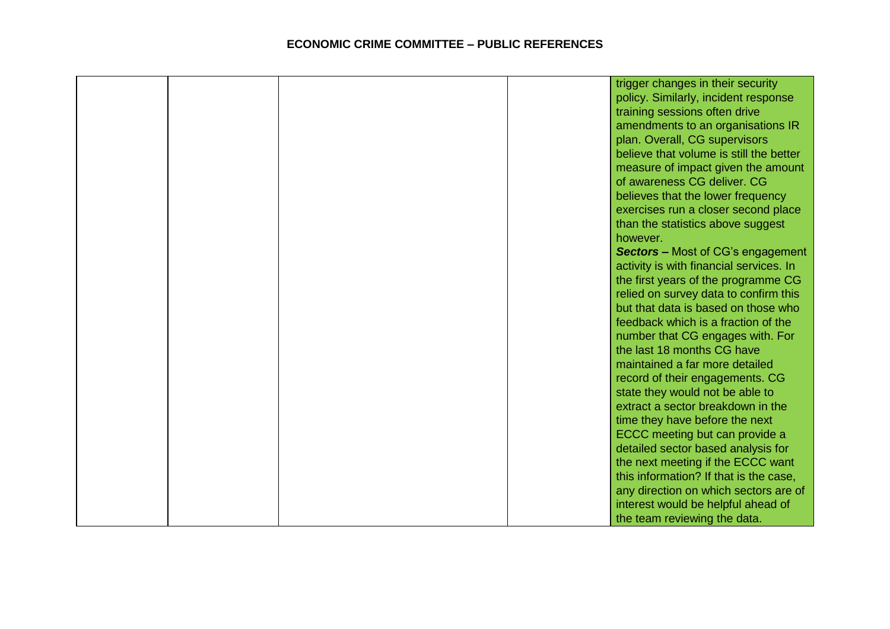**ECONOMIC CRIME COMMITTEE – PUBLIC REFERENCES**

| | | | | |
|---|---|---|---|---|
| | | | | trigger changes in their security policy. Similarly, incident response training sessions often drive amendments to an organisations IR plan. Overall, CG supervisors believe that volume is still the better measure of impact given the amount of awareness CG deliver. CG believes that the lower frequency exercises run a closer second place than the statistics above suggest however.<br>***Sectors*** **–** Most of CG's engagement activity is with financial services. In the first years of the programme CG relied on survey data to confirm this but that data is based on those who feedback which is a fraction of the number that CG engages with. For the last 18 months CG have maintained a far more detailed record of their engagements. CG state they would not be able to extract a sector breakdown in the time they have before the next ECCC meeting but can provide a detailed sector based analysis for the next meeting if the ECCC want this information? If that is the case, any direction on which sectors are of interest would be helpful ahead of the team reviewing the data. |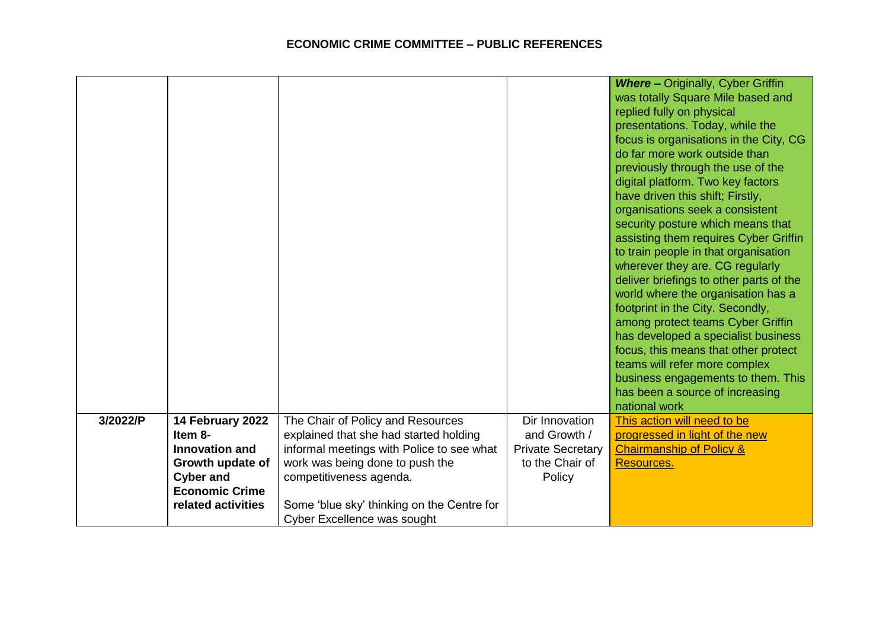## ECONOMIC CRIME COMMITTEE – PUBLIC REFERENCES

| | | | | |
|---|---|---|---|---|
| | | | | ***Where –*** Originally, Cyber Griffin was totally Square Mile based and replied fully on physical presentations. Today, while the focus is organisations in the City, CG do far more work outside than previously through the use of the digital platform. Two key factors have driven this shift; Firstly, organisations seek a consistent security posture which means that assisting them requires Cyber Griffin to train people in that organisation wherever they are. CG regularly deliver briefings to other parts of the world where the organisation has a footprint in the City. Secondly, among protect teams Cyber Griffin has developed a specialist business focus, this means that other protect teams will refer more complex business engagements to them. This has been a source of increasing national work |
| **3/2022/P** | **14 February 2022 Item 8- Innovation and Growth update of Cyber and Economic Crime related activities** | The Chair of Policy and Resources explained that she had started holding informal meetings with Police to see what work was being done to push the competitiveness agenda.<br><br>Some 'blue sky' thinking on the Centre for Cyber Excellence was sought | Dir Innovation and Growth / Private Secretary to the Chair of Policy | This action will need to be progressed in light of the new Chairmanship of Policy & Resources. |